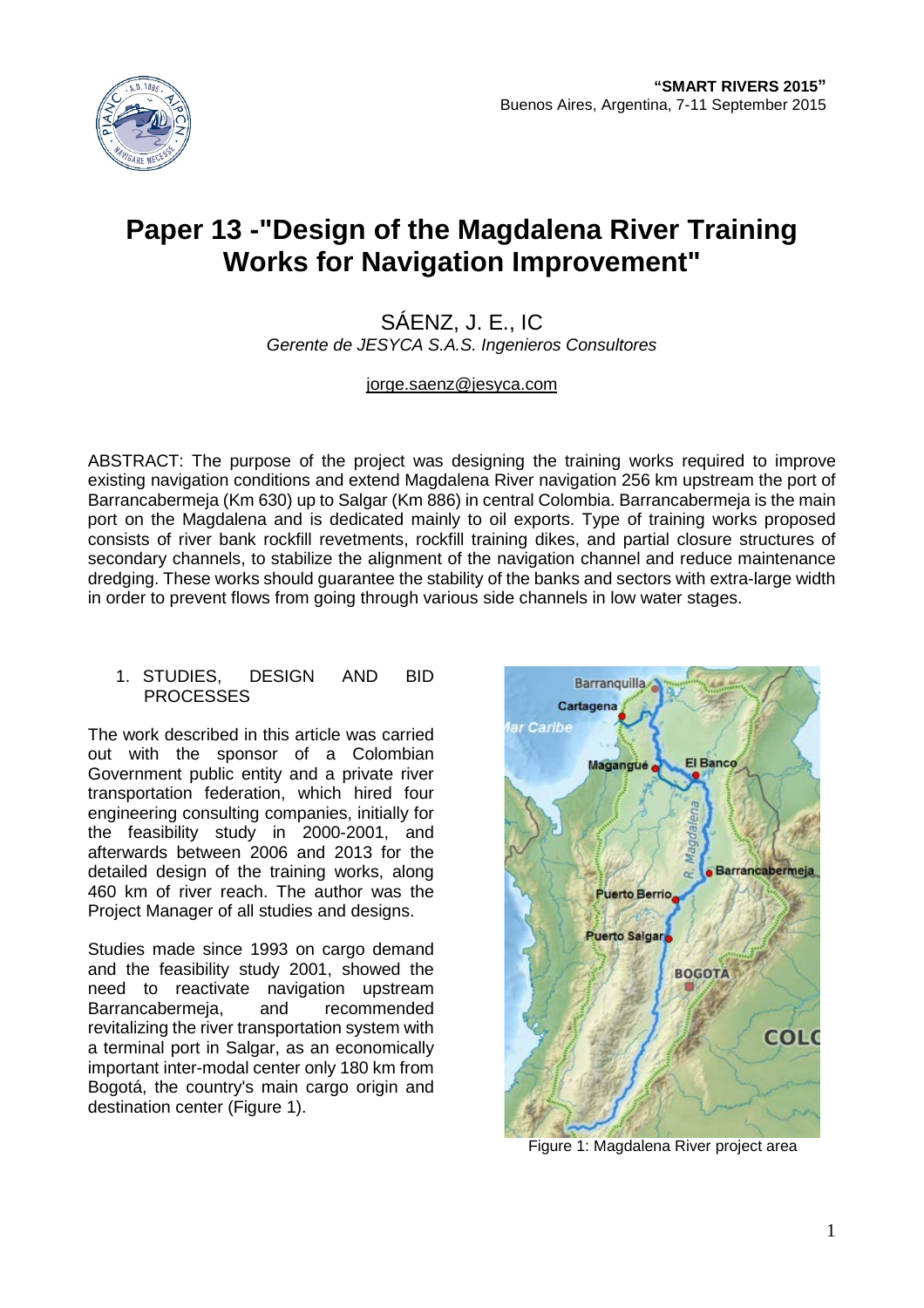# Paper 13 -"Design of the Magdalena River Training Works for Navigation Improvement"

SÁENZ, J. E., IC

*Gerente de JESYCA S.A.S. Ingenieros Consultores*

jorge.saenz@jesyca.com

ABSTRACT: The purpose of the project was designing the training works required to improve existing navigation conditions and extend Magdalena River navigation 256 km upstream the port of Barrancabermeja (Km 630) up to Salgar (Km 886) in central Colombia. Barrancabermeja is the main port on the Magdalena and is dedicated mainly to oil exports. Type of training works proposed consists of river bank rockfill revetments, rockfill training dikes, and partial closure structures of secondary channels, to stabilize the alignment of the navigation channel and reduce maintenance dredging. These works should guarantee the stability of the banks and sectors with extra-large width in order to prevent flows from going through various side channels in low water stages.

## 1. STUDIES, DESIGN AND BID PROCESSES

The work described in this article was carried out with the sponsor of a Colombian Government public entity and a private river transportation federation, which hired four engineering consulting companies, initially for the feasibility study in 2000-2001, and afterwards between 2006 and 2013 for the detailed design of the training works, along 460 km of river reach. The author was the Project Manager of all studies and designs.

Studies made since 1993 on cargo demand and the feasibility study 2001, showed the need to reactivate navigation upstream Barrancabermeja, and recommended revitalizing the river transportation system with a terminal port in Salgar, as an economically important inter-modal center only 180 km from Bogotá, the country's main cargo origin and destination center (Figure 1).

Figure 1: Magdalena River project area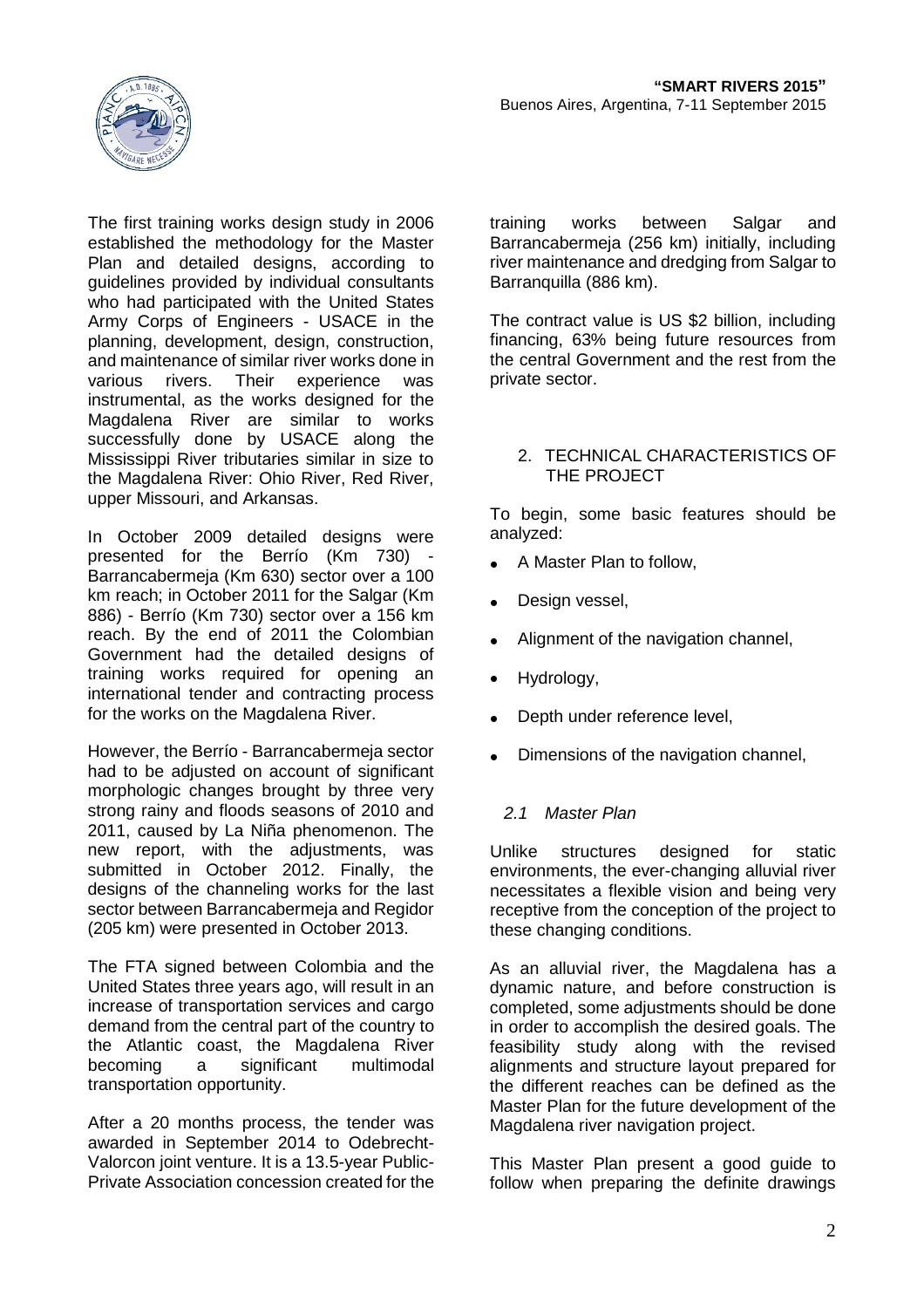The first training works design study in 2006 established the methodology for the Master Plan and detailed designs, according to guidelines provided by individual consultants who had participated with the United States Army Corps of Engineers - USACE in the planning, development, design, construction, and maintenance of similar river works done in various rivers. Their experience was instrumental, as the works designed for the Magdalena River are similar to works successfully done by USACE along the Mississippi River tributaries similar in size to the Magdalena River: Ohio River, Red River, upper Missouri, and Arkansas.

In October 2009 detailed designs were presented for the Berrío (Km 730) - Barrancabermeja (Km 630) sector over a 100 km reach; in October 2011 for the Salgar (Km 886) - Berrío (Km 730) sector over a 156 km reach. By the end of 2011 the Colombian Government had the detailed designs of training works required for opening an international tender and contracting process for the works on the Magdalena River.

However, the Berrío - Barrancabermeja sector had to be adjusted on account of significant morphologic changes brought by three very strong rainy and floods seasons of 2010 and 2011, caused by La Niña phenomenon. The new report, with the adjustments, was submitted in October 2012. Finally, the designs of the channeling works for the last sector between Barrancabermeja and Regidor (205 km) were presented in October 2013.

The FTA signed between Colombia and the United States three years ago, will result in an increase of transportation services and cargo demand from the central part of the country to the Atlantic coast, the Magdalena River becoming a significant multimodal transportation opportunity.

After a 20 months process, the tender was awarded in September 2014 to Odebrecht-Valorcon joint venture. It is a 13.5-year Public-Private Association concession created for the training works between Salgar and Barrancabermeja (256 km) initially, including river maintenance and dredging from Salgar to Barranquilla (886 km).

The contract value is US $2 billion, including financing, 63% being future resources from the central Government and the rest from the private sector.

## 2. TECHNICAL CHARACTERISTICS OF THE PROJECT

To begin, some basic features should be analyzed:

- A Master Plan to follow,
- Design vessel,
- Alignment of the navigation channel,
- Hydrology,
- Depth under reference level,
- Dimensions of the navigation channel,

### *2.1 Master Plan*

Unlike structures designed for static environments, the ever-changing alluvial river necessitates a flexible vision and being very receptive from the conception of the project to these changing conditions.

As an alluvial river, the Magdalena has a dynamic nature, and before construction is completed, some adjustments should be done in order to accomplish the desired goals. The feasibility study along with the revised alignments and structure layout prepared for the different reaches can be defined as the Master Plan for the future development of the Magdalena river navigation project.

This Master Plan present a good guide to follow when preparing the definite drawings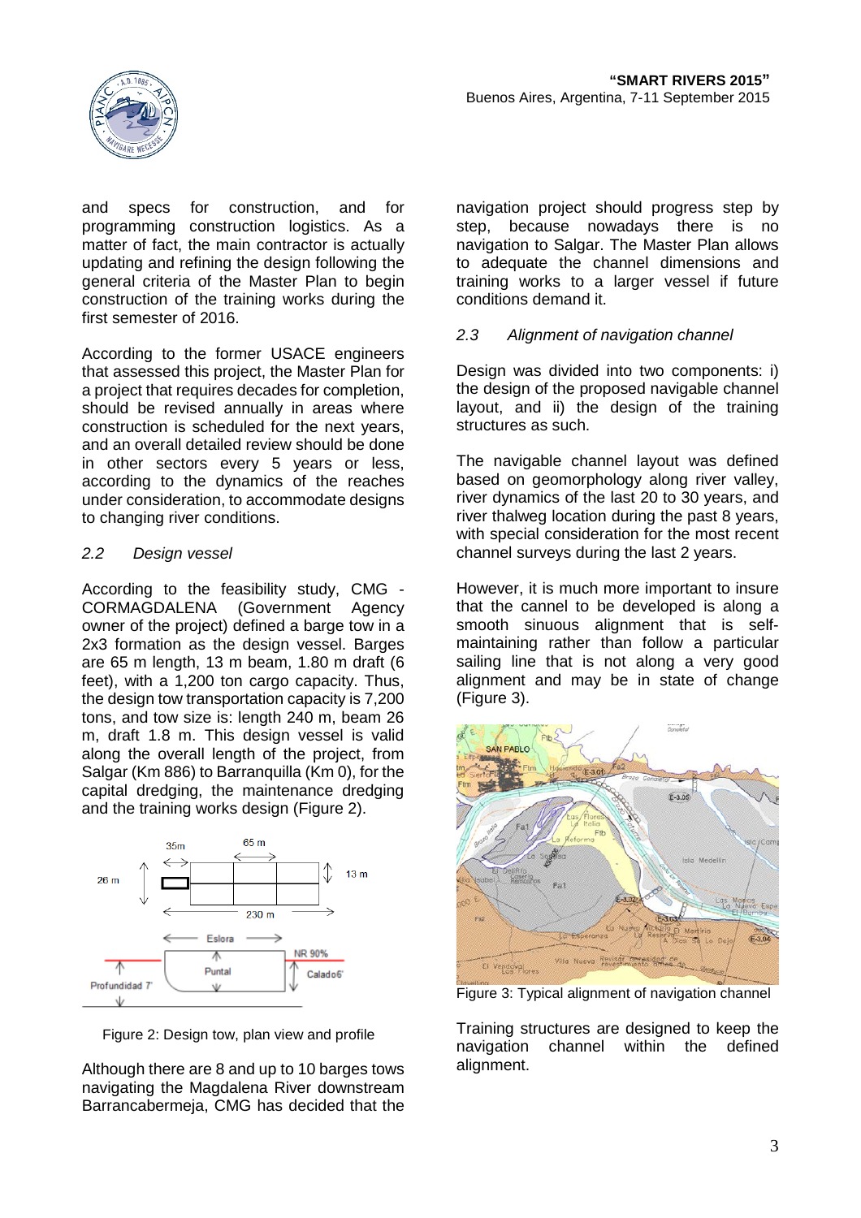and specs for construction, and for programming construction logistics. As a matter of fact, the main contractor is actually updating and refining the design following the general criteria of the Master Plan to begin construction of the training works during the first semester of 2016.

According to the former USACE engineers that assessed this project, the Master Plan for a project that requires decades for completion, should be revised annually in areas where construction is scheduled for the next years, and an overall detailed review should be done in other sectors every 5 years or less, according to the dynamics of the reaches under consideration, to accommodate designs to changing river conditions.

### *2.2 Design vessel*

According to the feasibility study, CMG - CORMAGDALENA (Government Agency owner of the project) defined a barge tow in a 2x3 formation as the design vessel. Barges are 65 m length, 13 m beam, 1.80 m draft (6 feet), with a 1,200 ton cargo capacity. Thus, the design tow transportation capacity is 7,200 tons, and tow size is: length 240 m, beam 26 m, draft 1.8 m. This design vessel is valid along the overall length of the project, from Salgar (Km 886) to Barranquilla (Km 0), for the capital dredging, the maintenance dredging and the training works design (Figure 2).

Figure 2: Design tow, plan view and profile

Although there are 8 and up to 10 barges tows navigating the Magdalena River downstream Barrancabermeja, CMG has decided that the navigation project should progress step by step, because nowadays there is no navigation to Salgar. The Master Plan allows to adequate the channel dimensions and training works to a larger vessel if future conditions demand it.

### *2.3 Alignment of navigation channel*

Design was divided into two components: i) the design of the proposed navigable channel layout, and ii) the design of the training structures as such.

The navigable channel layout was defined based on geomorphology along river valley, river dynamics of the last 20 to 30 years, and river thalweg location during the past 8 years, with special consideration for the most recent channel surveys during the last 2 years.

However, it is much more important to insure that the cannel to be developed is along a smooth sinuous alignment that is self-maintaining rather than follow a particular sailing line that is not along a very good alignment and may be in state of change (Figure 3).

Figure 3: Typical alignment of navigation channel

Training structures are designed to keep the navigation channel within the defined alignment.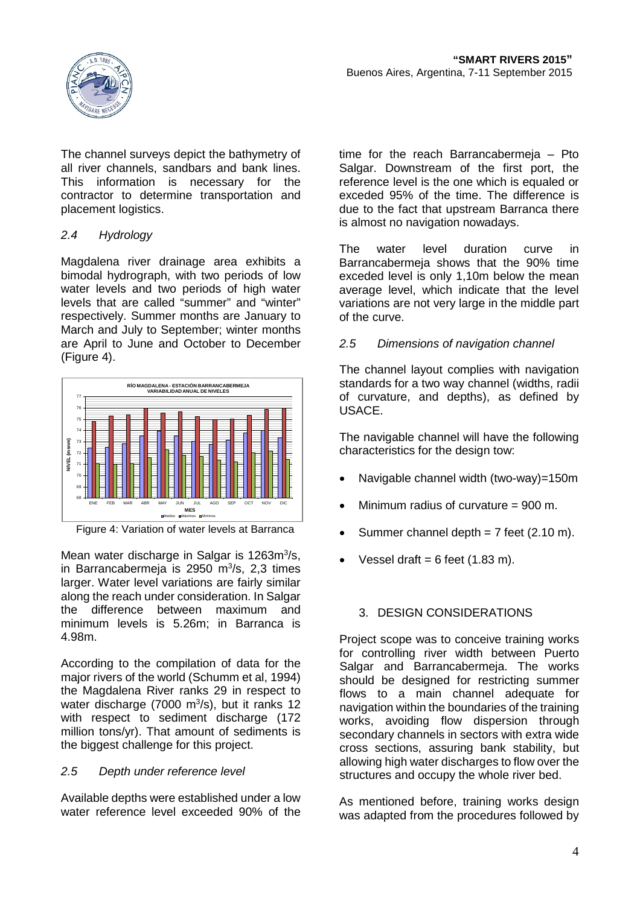The channel surveys depict the bathymetry of all river channels, sandbars and bank lines. This information is necessary for the contractor to determine transportation and placement logistics.

### *2.4 Hydrology*

Magdalena river drainage area exhibits a bimodal hydrograph, with two periods of low water levels and two periods of high water levels that are called "summer" and "winter" respectively. Summer months are January to March and July to September; winter months are April to June and October to December (Figure 4).

Figure 4: Variation of water levels at Barranca

Mean water discharge in Salgar is 1263m$^3$/s, in Barrancabermeja is 2950 m$^3$/s, 2,3 times larger. Water level variations are fairly similar along the reach under consideration. In Salgar the difference between maximum and minimum levels is 5.26m; in Barranca is 4.98m.

According to the compilation of data for the major rivers of the world (Schumm et al, 1994) the Magdalena River ranks 29 in respect to water discharge (7000 m$^3$/s), but it ranks 12 with respect to sediment discharge (172 million tons/yr). That amount of sediments is the biggest challenge for this project.

### *2.5 Depth under reference level*

Available depths were established under a low water reference level exceeded 90% of the time for the reach Barrancabermeja – Pto Salgar. Downstream of the first port, the reference level is the one which is equaled or exceded 95% of the time. The difference is due to the fact that upstream Barranca there is almost no navigation nowadays.

The water level duration curve in Barrancabermeja shows that the 90% time exceded level is only 1,10m below the mean average level, which indicate that the level variations are not very large in the middle part of the curve.

### *2.5 Dimensions of navigation channel*

The channel layout complies with navigation standards for a two way channel (widths, radii of curvature, and depths), as defined by USACE.

The navigable channel will have the following characteristics for the design tow:

- Navigable channel width (two-way)=150m
- Minimum radius of curvature = 900 m.
- Summer channel depth = 7 feet (2.10 m).
- Vessel draft = 6 feet (1.83 m).

## 3. DESIGN CONSIDERATIONS

Project scope was to conceive training works for controlling river width between Puerto Salgar and Barrancabermeja. The works should be designed for restricting summer flows to a main channel adequate for navigation within the boundaries of the training works, avoiding flow dispersion through secondary channels in sectors with extra wide cross sections, assuring bank stability, but allowing high water discharges to flow over the structures and occupy the whole river bed.

As mentioned before, training works design was adapted from the procedures followed by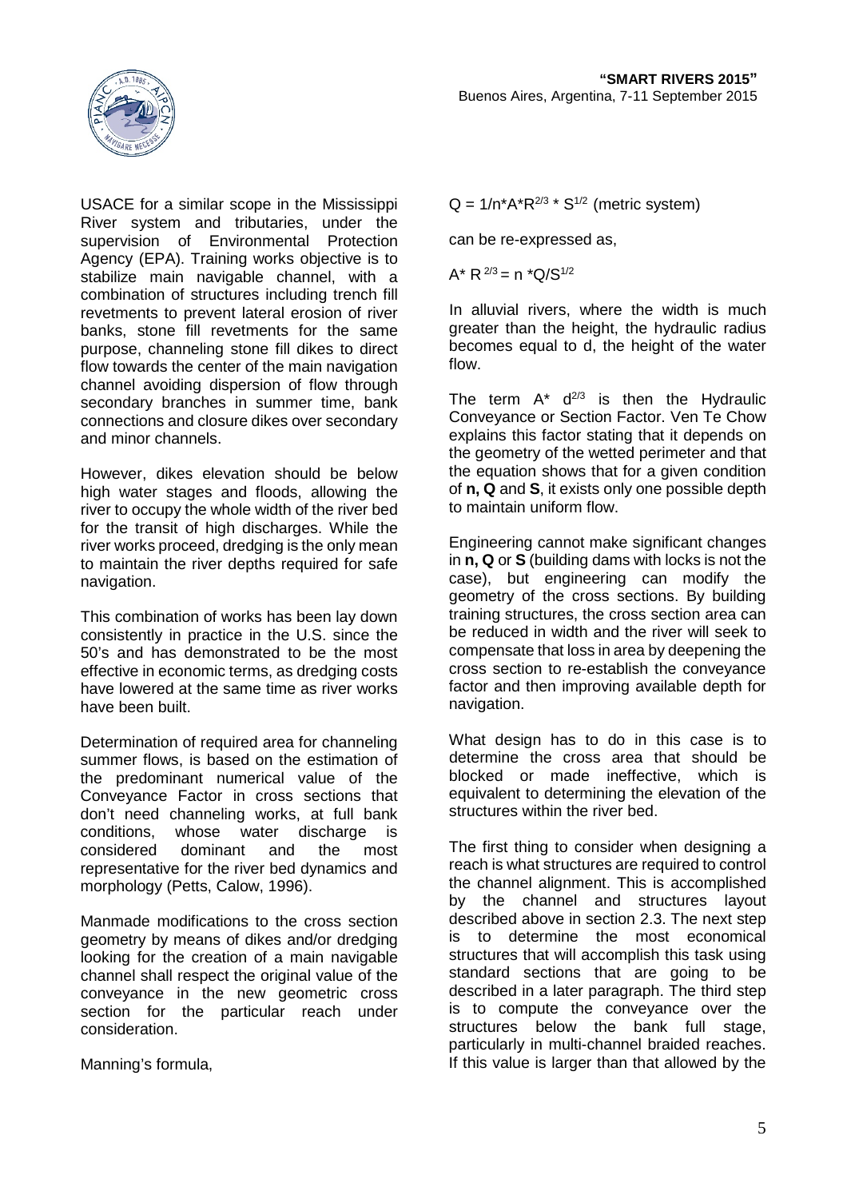USACE for a similar scope in the Mississippi River system and tributaries, under the supervision of Environmental Protection Agency (EPA). Training works objective is to stabilize main navigable channel, with a combination of structures including trench fill revetments to prevent lateral erosion of river banks, stone fill revetments for the same purpose, channeling stone fill dikes to direct flow towards the center of the main navigation channel avoiding dispersion of flow through secondary branches in summer time, bank connections and closure dikes over secondary and minor channels.

However, dikes elevation should be below high water stages and floods, allowing the river to occupy the whole width of the river bed for the transit of high discharges. While the river works proceed, dredging is the only mean to maintain the river depths required for safe navigation.

This combination of works has been lay down consistently in practice in the U.S. since the 50's and has demonstrated to be the most effective in economic terms, as dredging costs have lowered at the same time as river works have been built.

Determination of required area for channeling summer flows, is based on the estimation of the predominant numerical value of the Conveyance Factor in cross sections that don't need channeling works, at full bank conditions, whose water discharge is considered dominant and the most representative for the river bed dynamics and morphology (Petts, Calow, 1996).

Manmade modifications to the cross section geometry by means of dikes and/or dredging looking for the creation of a main navigable channel shall respect the original value of the conveyance in the new geometric cross section for the particular reach under consideration.

Manning's formula,

$Q = 1/n * A * R^{2/3} * S^{1/2}$ (metric system)

can be re-expressed as,

$A * R^{2/3} = n * Q / S^{1/2}$

In alluvial rivers, where the width is much greater than the height, the hydraulic radius becomes equal to d, the height of the water flow.

The term $A * d^{2/3}$ is then the Hydraulic Conveyance or Section Factor. Ven Te Chow explains this factor stating that it depends on the geometry of the wetted perimeter and that the equation shows that for a given condition of **n, Q** and **S**, it exists only one possible depth to maintain uniform flow.

Engineering cannot make significant changes in **n, Q** or **S** (building dams with locks is not the case), but engineering can modify the geometry of the cross sections. By building training structures, the cross section area can be reduced in width and the river will seek to compensate that loss in area by deepening the cross section to re-establish the conveyance factor and then improving available depth for navigation.

What design has to do in this case is to determine the cross area that should be blocked or made ineffective, which is equivalent to determining the elevation of the structures within the river bed.

The first thing to consider when designing a reach is what structures are required to control the channel alignment. This is accomplished by the channel and structures layout described above in section 2.3. The next step is to determine the most economical structures that will accomplish this task using standard sections that are going to be described in a later paragraph. The third step is to compute the conveyance over the structures below the bank full stage, particularly in multi-channel braided reaches. If this value is larger than that allowed by the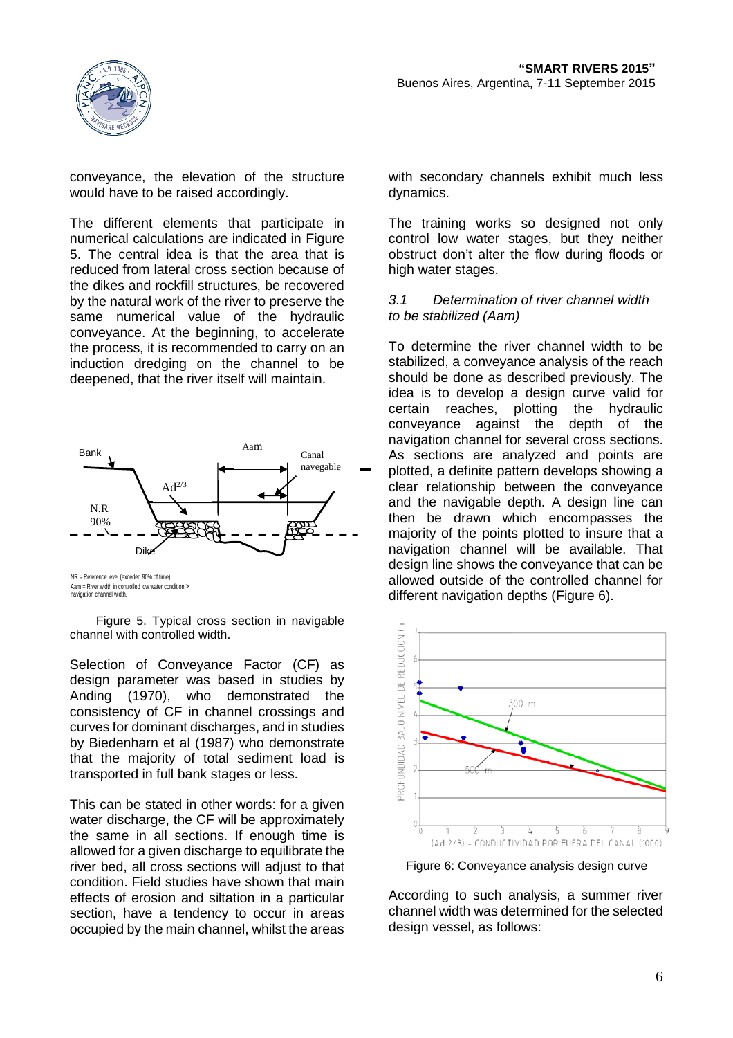conveyance, the elevation of the structure would have to be raised accordingly.

The different elements that participate in numerical calculations are indicated in Figure 5. The central idea is that the area that is reduced from lateral cross section because of the dikes and rockfill structures, be recovered by the natural work of the river to preserve the same numerical value of the hydraulic conveyance. At the beginning, to accelerate the process, it is recommended to carry on an induction dredging on the channel to be deepened, that the river itself will maintain.

Bank

Aam

Canal navegable

$Ad^{2/3}$

N.R 90%

Dike

NR = Reference level (exceded 90% of time)
Aam = River width in controlled low water condition > navigation channel width.

Figure 5. Typical cross section in navigable channel with controlled width.

Selection of Conveyance Factor (CF) as design parameter was based in studies by Anding (1970), who demonstrated the consistency of CF in channel crossings and curves for dominant discharges, and in studies by Biedenharn et al (1987) who demonstrate that the majority of total sediment load is transported in full bank stages or less.

This can be stated in other words: for a given water discharge, the CF will be approximately the same in all sections. If enough time is allowed for a given discharge to equilibrate the river bed, all cross sections will adjust to that condition. Field studies have shown that main effects of erosion and siltation in a particular section, have a tendency to occur in areas occupied by the main channel, whilst the areas with secondary channels exhibit much less dynamics.

The training works so designed not only control low water stages, but they neither obstruct don't alter the flow during floods or high water stages.

### *3.1 Determination of river channel width to be stabilized (Aam)*

To determine the river channel width to be stabilized, a conveyance analysis of the reach should be done as described previously. The idea is to develop a design curve valid for certain reaches, plotting the hydraulic conveyance against the depth of the navigation channel for several cross sections. As sections are analyzed and points are plotted, a definite pattern develops showing a clear relationship between the conveyance and the navigable depth. A design line can then be drawn which encompasses the majority of the points plotted to insure that a navigation channel will be available. That design line shows the conveyance that can be allowed outside of the controlled channel for different navigation depths (Figure 6).

PROFUNDIDAD BAJO NIVEL DE REDUCCION (m)

300 m

500 m

(Ad 2/3) - CONDUCTIVIDAD POR FUERA DEL CANAL (1000)

Figure 6: Conveyance analysis design curve

According to such analysis, a summer river channel width was determined for the selected design vessel, as follows: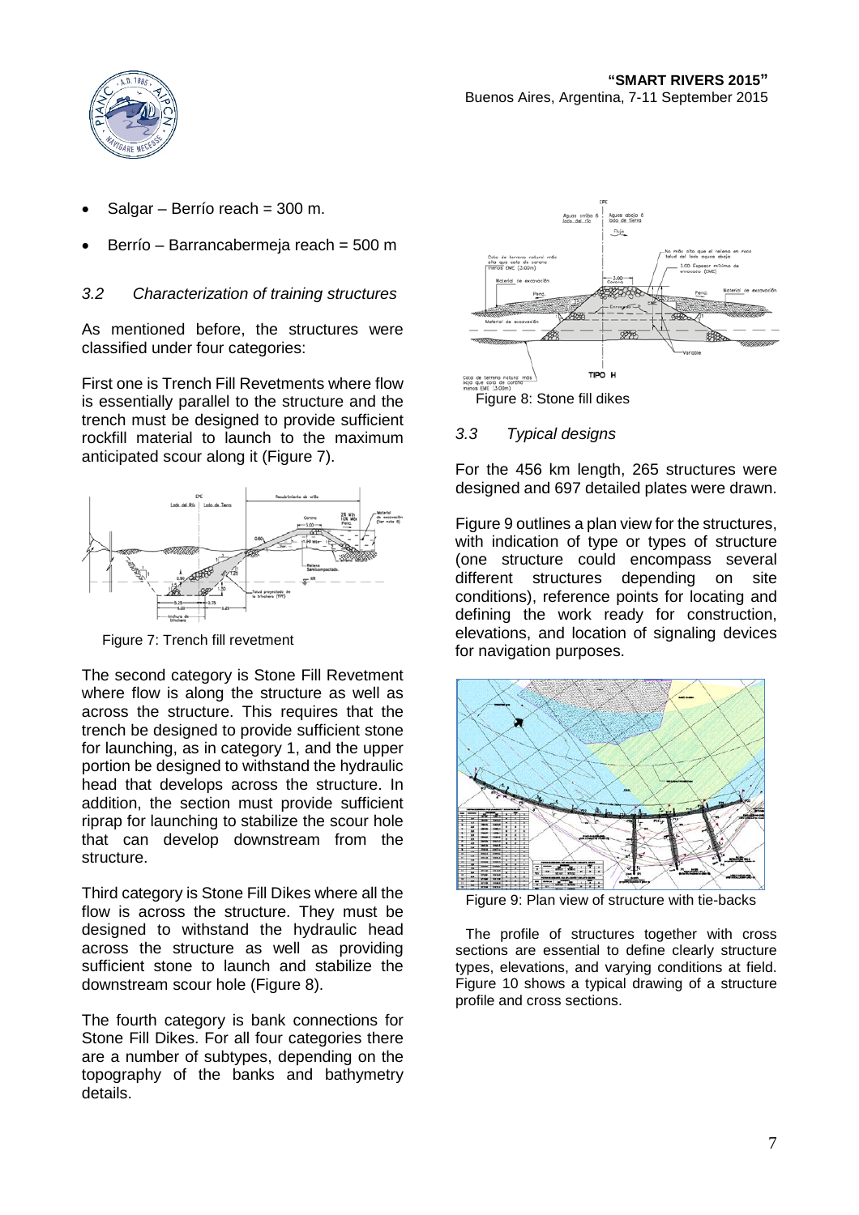- Salgar – Berrío reach = 300 m.
- Berrío – Barrancabermeja reach = 500 m

### *3.2 Characterization of training structures*

As mentioned before, the structures were classified under four categories:

First one is Trench Fill Revetments where flow is essentially parallel to the structure and the trench must be designed to provide sufficient rockfill material to launch to the maximum anticipated scour along it (Figure 7).

Figure 7: Trench fill revetment

The second category is Stone Fill Revetment where flow is along the structure as well as across the structure. This requires that the trench be designed to provide sufficient stone for launching, as in category 1, and the upper portion be designed to withstand the hydraulic head that develops across the structure. In addition, the section must provide sufficient riprap for launching to stabilize the scour hole that can develop downstream from the structure.

Third category is Stone Fill Dikes where all the flow is across the structure. They must be designed to withstand the hydraulic head across the structure as well as providing sufficient stone to launch and stabilize the downstream scour hole (Figure 8).

The fourth category is bank connections for Stone Fill Dikes. For all four categories there are a number of subtypes, depending on the topography of the banks and bathymetry details.

Figure 8: Stone fill dikes

### *3.3 Typical designs*

For the 456 km length, 265 structures were designed and 697 detailed plates were drawn.

Figure 9 outlines a plan view for the structures, with indication of type or types of structure (one structure could encompass several different structures depending on site conditions), reference points for locating and defining the work ready for construction, elevations, and location of signaling devices for navigation purposes.

Figure 9: Plan view of structure with tie-backs

The profile of structures together with cross sections are essential to define clearly structure types, elevations, and varying conditions at field. Figure 10 shows a typical drawing of a structure profile and cross sections.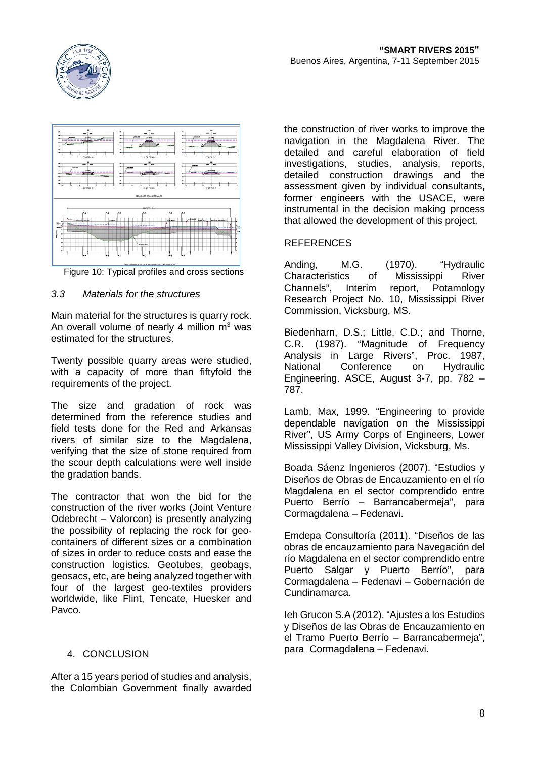Figure 10: Typical profiles and cross sections

### *3.3 Materials for the structures*

Main material for the structures is quarry rock. An overall volume of nearly 4 million $m^3$ was estimated for the structures.

Twenty possible quarry areas were studied, with a capacity of more than fiftyfold the requirements of the project.

The size and gradation of rock was determined from the reference studies and field tests done for the Red and Arkansas rivers of similar size to the Magdalena, verifying that the size of stone required from the scour depth calculations were well inside the gradation bands.

The contractor that won the bid for the construction of the river works (Joint Venture Odebrecht – Valorcon) is presently analyzing the possibility of replacing the rock for geo-containers of different sizes or a combination of sizes in order to reduce costs and ease the construction logistics. Geotubes, geobags, geosacs, etc, are being analyzed together with four of the largest geo-textiles providers worldwide, like Flint, Tencate, Huesker and Pavco.

## 4. CONCLUSION

After a 15 years period of studies and analysis, the Colombian Government finally awarded the construction of river works to improve the navigation in the Magdalena River. The detailed and careful elaboration of field investigations, studies, analysis, reports, detailed construction drawings and the assessment given by individual consultants, former engineers with the USACE, were instrumental in the decision making process that allowed the development of this project.

## REFERENCES

Anding, M.G. (1970). "Hydraulic Characteristics of Mississippi River Channels", Interim report, Potamology Research Project No. 10, Mississippi River Commission, Vicksburg, MS.

Biedenharn, D.S.; Little, C.D.; and Thorne, C.R. (1987). "Magnitude of Frequency Analysis in Large Rivers", Proc. 1987, National Conference on Hydraulic Engineering. ASCE, August 3-7, pp. 782 – 787.

Lamb, Max, 1999. "Engineering to provide dependable navigation on the Mississippi River", US Army Corps of Engineers, Lower Mississippi Valley Division, Vicksburg, Ms.

Boada Sáenz Ingenieros (2007). "Estudios y Diseños de Obras de Encauzamiento en el río Magdalena en el sector comprendido entre Puerto Berrío – Barrancabermeja", para Cormagdalena – Fedenavi.

Emdepa Consultoría (2011). "Diseños de las obras de encauzamiento para Navegación del río Magdalena en el sector comprendido entre Puerto Salgar y Puerto Berrío", para Cormagdalena – Fedenavi – Gobernación de Cundinamarca.

Ieh Grucon S.A (2012). "Ajustes a los Estudios y Diseños de las Obras de Encauzamiento en el Tramo Puerto Berrío – Barrancabermeja", para Cormagdalena – Fedenavi.